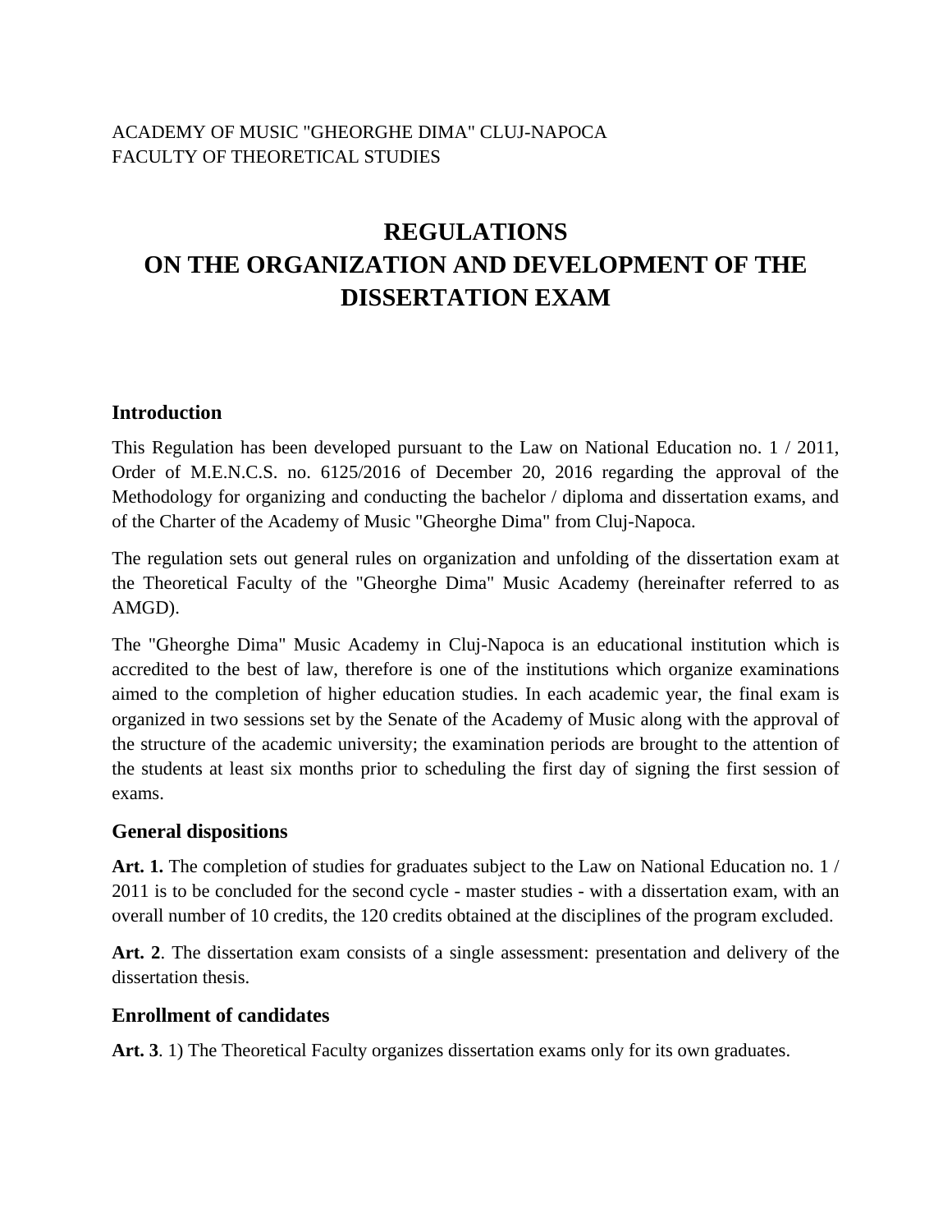ACADEMY OF MUSIC "GHEORGHE DIMA" CLUJ-NAPOCA
FACULTY OF THEORETICAL STUDIES

# REGULATIONS ON THE ORGANIZATION AND DEVELOPMENT OF THE DISSERTATION EXAM

## Introduction

This Regulation has been developed pursuant to the Law on National Education no. 1 / 2011, Order of M.E.N.C.S. no. 6125/2016 of December 20, 2016 regarding the approval of the Methodology for organizing and conducting the bachelor / diploma and dissertation exams, and of the Charter of the Academy of Music "Gheorghe Dima" from Cluj-Napoca.

The regulation sets out general rules on organization and unfolding of the dissertation exam at the Theoretical Faculty of the "Gheorghe Dima" Music Academy (hereinafter referred to as AMGD).

The "Gheorghe Dima" Music Academy in Cluj-Napoca is an educational institution which is accredited to the best of law, therefore is one of the institutions which organize examinations aimed to the completion of higher education studies. In each academic year, the final exam is organized in two sessions set by the Senate of the Academy of Music along with the approval of the structure of the academic university; the examination periods are brought to the attention of the students at least six months prior to scheduling the first day of signing the first session of exams.

## General dispositions

**Art. 1.** The completion of studies for graduates subject to the Law on National Education no. 1 / 2011 is to be concluded for the second cycle - master studies - with a dissertation exam, with an overall number of 10 credits, the 120 credits obtained at the disciplines of the program excluded.

**Art. 2**. The dissertation exam consists of a single assessment: presentation and delivery of the dissertation thesis.

## Enrollment of candidates

**Art. 3**. 1) The Theoretical Faculty organizes dissertation exams only for its own graduates.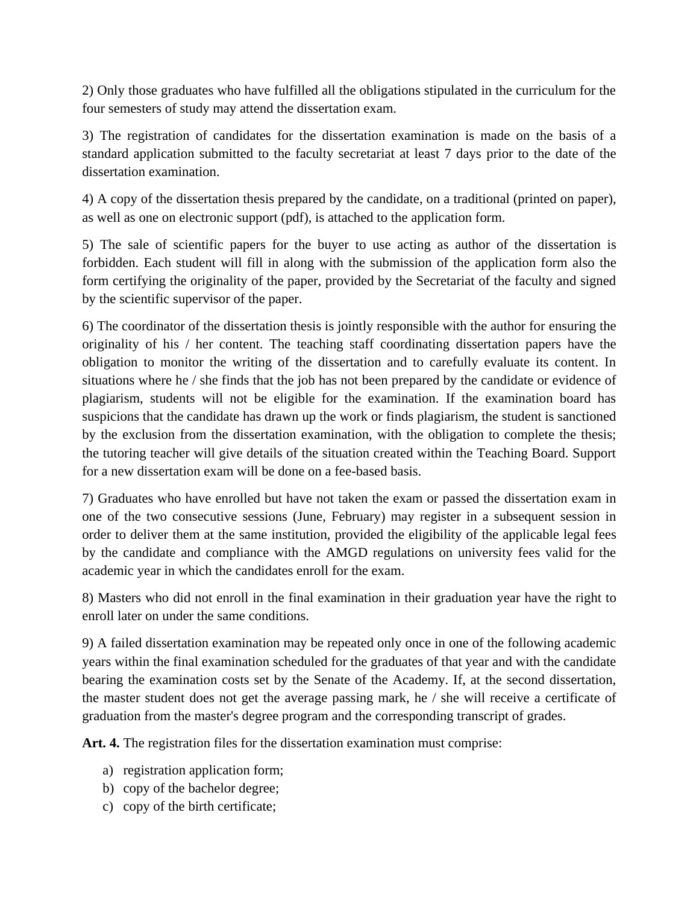2) Only those graduates who have fulfilled all the obligations stipulated in the curriculum for the four semesters of study may attend the dissertation exam.

3) The registration of candidates for the dissertation examination is made on the basis of a standard application submitted to the faculty secretariat at least 7 days prior to the date of the dissertation examination.

4) A copy of the dissertation thesis prepared by the candidate, on a traditional (printed on paper), as well as one on electronic support (pdf), is attached to the application form.

5) The sale of scientific papers for the buyer to use acting as author of the dissertation is forbidden. Each student will fill in along with the submission of the application form also the form certifying the originality of the paper, provided by the Secretariat of the faculty and signed by the scientific supervisor of the paper.

6) The coordinator of the dissertation thesis is jointly responsible with the author for ensuring the originality of his / her content. The teaching staff coordinating dissertation papers have the obligation to monitor the writing of the dissertation and to carefully evaluate its content. In situations where he / she finds that the job has not been prepared by the candidate or evidence of plagiarism, students will not be eligible for the examination. If the examination board has suspicions that the candidate has drawn up the work or finds plagiarism, the student is sanctioned by the exclusion from the dissertation examination, with the obligation to complete the thesis; the tutoring teacher will give details of the situation created within the Teaching Board. Support for a new dissertation exam will be done on a fee-based basis.

7) Graduates who have enrolled but have not taken the exam or passed the dissertation exam in one of the two consecutive sessions (June, February) may register in a subsequent session in order to deliver them at the same institution, provided the eligibility of the applicable legal fees by the candidate and compliance with the AMGD regulations on university fees valid for the academic year in which the candidates enroll for the exam.

8) Masters who did not enroll in the final examination in their graduation year have the right to enroll later on under the same conditions.

9) A failed dissertation examination may be repeated only once in one of the following academic years within the final examination scheduled for the graduates of that year and with the candidate bearing the examination costs set by the Senate of the Academy. If, at the second dissertation, the master student does not get the average passing mark, he / she will receive a certificate of graduation from the master's degree program and the corresponding transcript of grades.

**Art. 4.** The registration files for the dissertation examination must comprise:

a) registration application form;
b) copy of the bachelor degree;
c) copy of the birth certificate;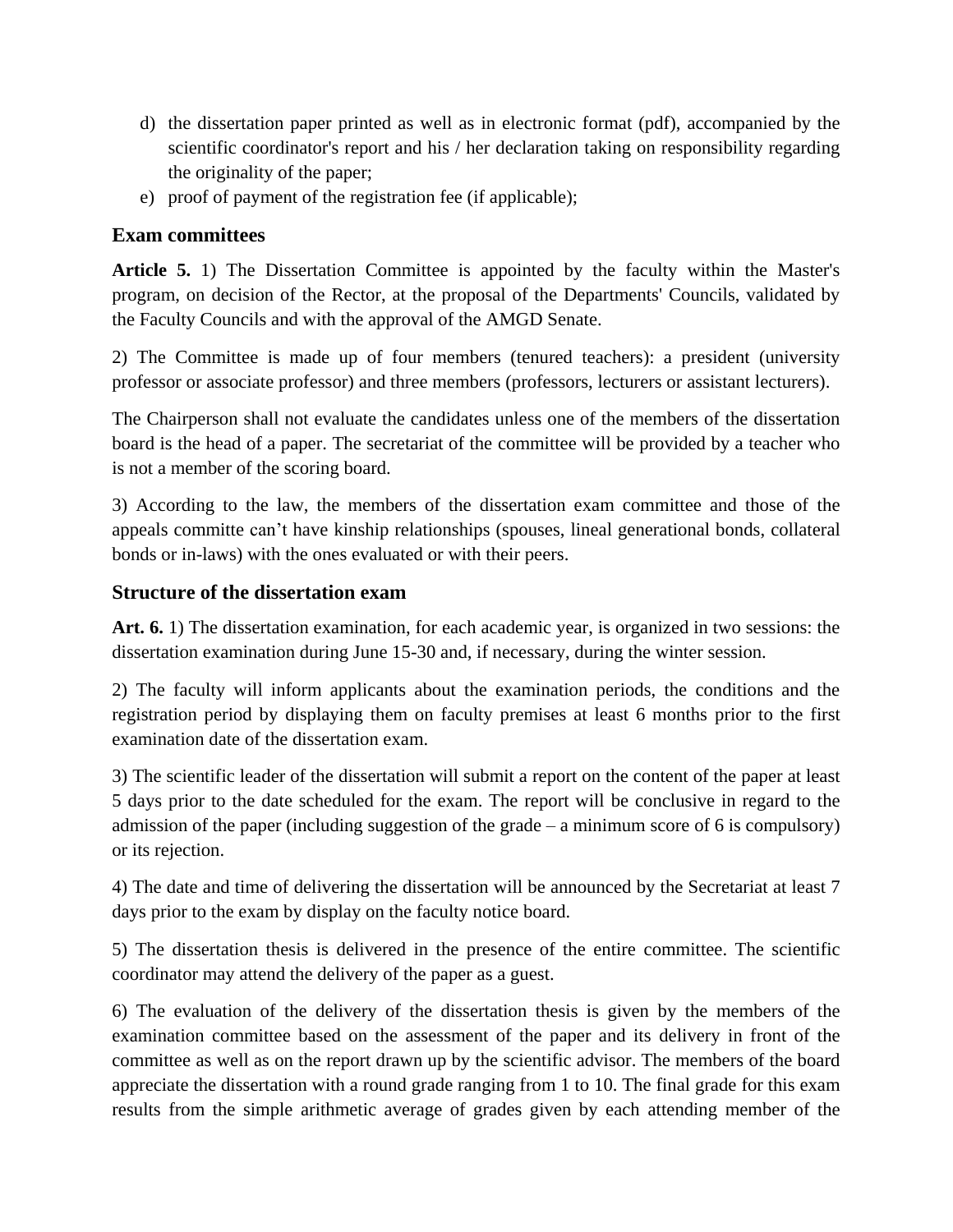d) the dissertation paper printed as well as in electronic format (pdf), accompanied by the scientific coordinator's report and his / her declaration taking on responsibility regarding the originality of the paper;
e) proof of payment of the registration fee (if applicable);

### Exam committees

**Article 5.** 1) The Dissertation Committee is appointed by the faculty within the Master's program, on decision of the Rector, at the proposal of the Departments' Councils, validated by the Faculty Councils and with the approval of the AMGD Senate.

2) The Committee is made up of four members (tenured teachers): a president (university professor or associate professor) and three members (professors, lecturers or assistant lecturers).

The Chairperson shall not evaluate the candidates unless one of the members of the dissertation board is the head of a paper. The secretariat of the committee will be provided by a teacher who is not a member of the scoring board.

3) According to the law, the members of the dissertation exam committee and those of the appeals committe can't have kinship relationships (spouses, lineal generational bonds, collateral bonds or in-laws) with the ones evaluated or with their peers.

### Structure of the dissertation exam

**Art. 6.** 1) The dissertation examination, for each academic year, is organized in two sessions: the dissertation examination during June 15-30 and, if necessary, during the winter session.

2) The faculty will inform applicants about the examination periods, the conditions and the registration period by displaying them on faculty premises at least 6 months prior to the first examination date of the dissertation exam.

3) The scientific leader of the dissertation will submit a report on the content of the paper at least 5 days prior to the date scheduled for the exam. The report will be conclusive in regard to the admission of the paper (including suggestion of the grade – a minimum score of 6 is compulsory) or its rejection.

4) The date and time of delivering the dissertation will be announced by the Secretariat at least 7 days prior to the exam by display on the faculty notice board.

5) The dissertation thesis is delivered in the presence of the entire committee. The scientific coordinator may attend the delivery of the paper as a guest.

6) The evaluation of the delivery of the dissertation thesis is given by the members of the examination committee based on the assessment of the paper and its delivery in front of the committee as well as on the report drawn up by the scientific advisor. The members of the board appreciate the dissertation with a round grade ranging from 1 to 10. The final grade for this exam results from the simple arithmetic average of grades given by each attending member of the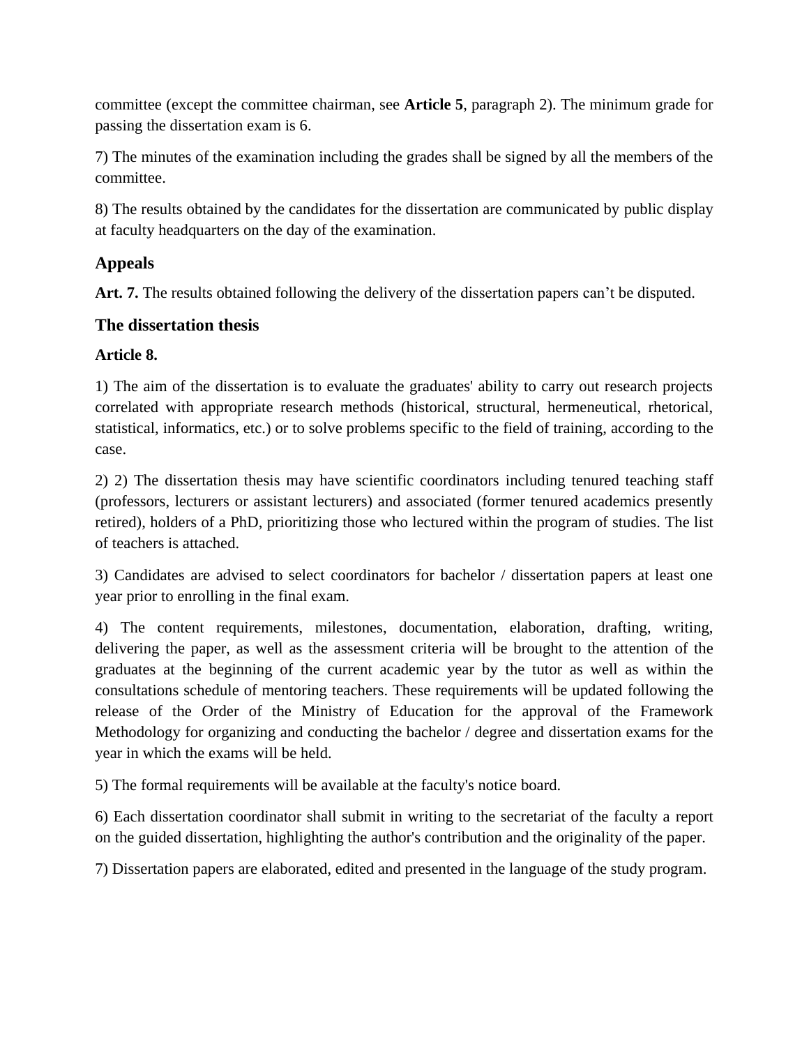committee (except the committee chairman, see **Article 5**, paragraph 2). The minimum grade for passing the dissertation exam is 6.

7) The minutes of the examination including the grades shall be signed by all the members of the committee.

8) The results obtained by the candidates for the dissertation are communicated by public display at faculty headquarters on the day of the examination.

## Appeals

**Art. 7.** The results obtained following the delivery of the dissertation papers can't be disputed.

## The dissertation thesis

**Article 8.**

1) The aim of the dissertation is to evaluate the graduates' ability to carry out research projects correlated with appropriate research methods (historical, structural, hermeneutical, rhetorical, statistical, informatics, etc.) or to solve problems specific to the field of training, according to the case.

2) 2) The dissertation thesis may have scientific coordinators including tenured teaching staff (professors, lecturers or assistant lecturers) and associated (former tenured academics presently retired), holders of a PhD, prioritizing those who lectured within the program of studies. The list of teachers is attached.

3) Candidates are advised to select coordinators for bachelor / dissertation papers at least one year prior to enrolling in the final exam.

4) The content requirements, milestones, documentation, elaboration, drafting, writing, delivering the paper, as well as the assessment criteria will be brought to the attention of the graduates at the beginning of the current academic year by the tutor as well as within the consultations schedule of mentoring teachers. These requirements will be updated following the release of the Order of the Ministry of Education for the approval of the Framework Methodology for organizing and conducting the bachelor / degree and dissertation exams for the year in which the exams will be held.

5) The formal requirements will be available at the faculty's notice board.

6) Each dissertation coordinator shall submit in writing to the secretariat of the faculty a report on the guided dissertation, highlighting the author's contribution and the originality of the paper.

7) Dissertation papers are elaborated, edited and presented in the language of the study program.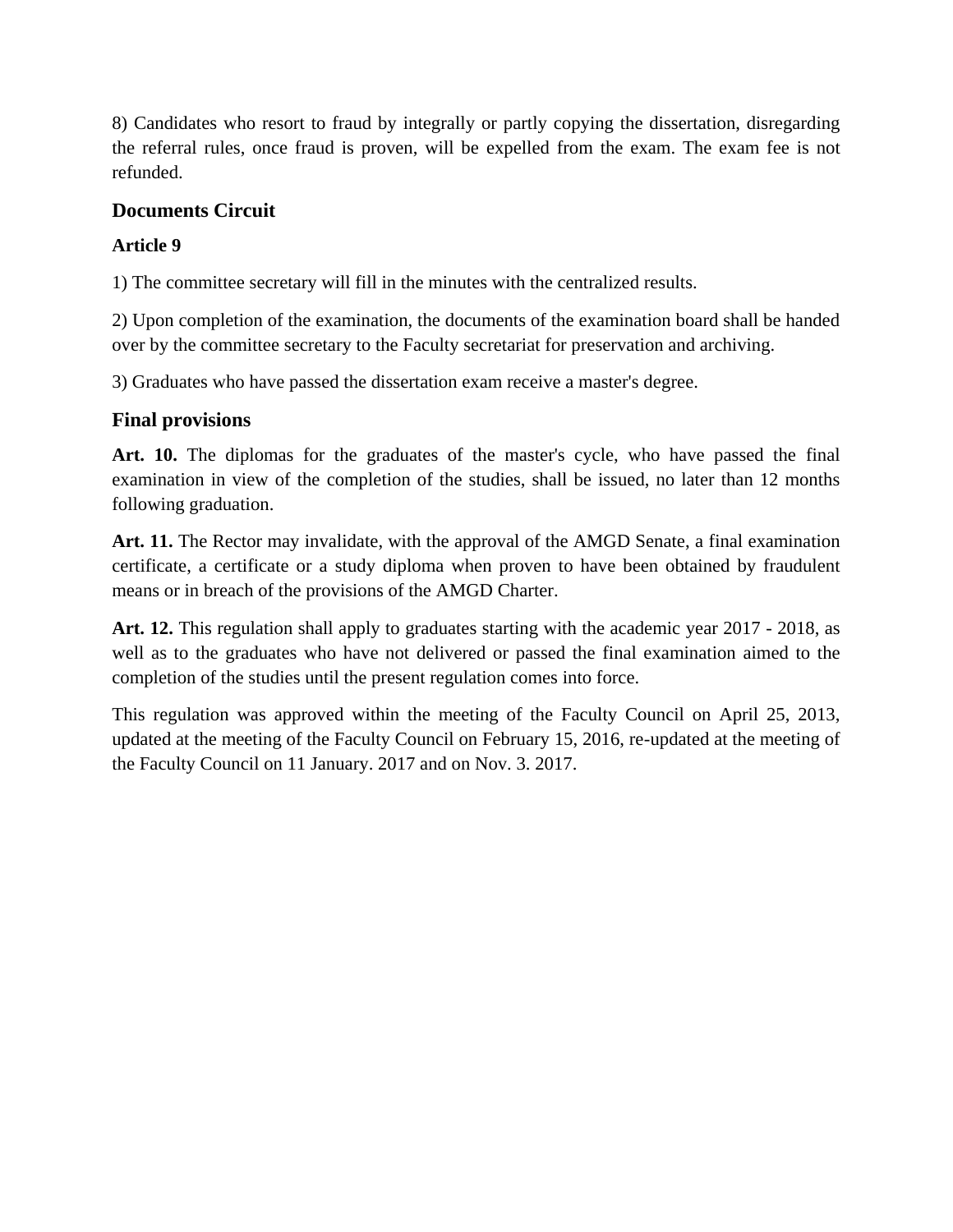8) Candidates who resort to fraud by integrally or partly copying the dissertation, disregarding the referral rules, once fraud is proven, will be expelled from the exam. The exam fee is not refunded.

## Documents Circuit

### Article 9

1) The committee secretary will fill in the minutes with the centralized results.

2) Upon completion of the examination, the documents of the examination board shall be handed over by the committee secretary to the Faculty secretariat for preservation and archiving.

3) Graduates who have passed the dissertation exam receive a master's degree.

## Final provisions

**Art. 10.** The diplomas for the graduates of the master's cycle, who have passed the final examination in view of the completion of the studies, shall be issued, no later than 12 months following graduation.

**Art. 11.** The Rector may invalidate, with the approval of the AMGD Senate, a final examination certificate, a certificate or a study diploma when proven to have been obtained by fraudulent means or in breach of the provisions of the AMGD Charter.

**Art. 12.** This regulation shall apply to graduates starting with the academic year 2017 - 2018, as well as to the graduates who have not delivered or passed the final examination aimed to the completion of the studies until the present regulation comes into force.

This regulation was approved within the meeting of the Faculty Council on April 25, 2013, updated at the meeting of the Faculty Council on February 15, 2016, re-updated at the meeting of the Faculty Council on 11 January. 2017 and on Nov. 3. 2017.